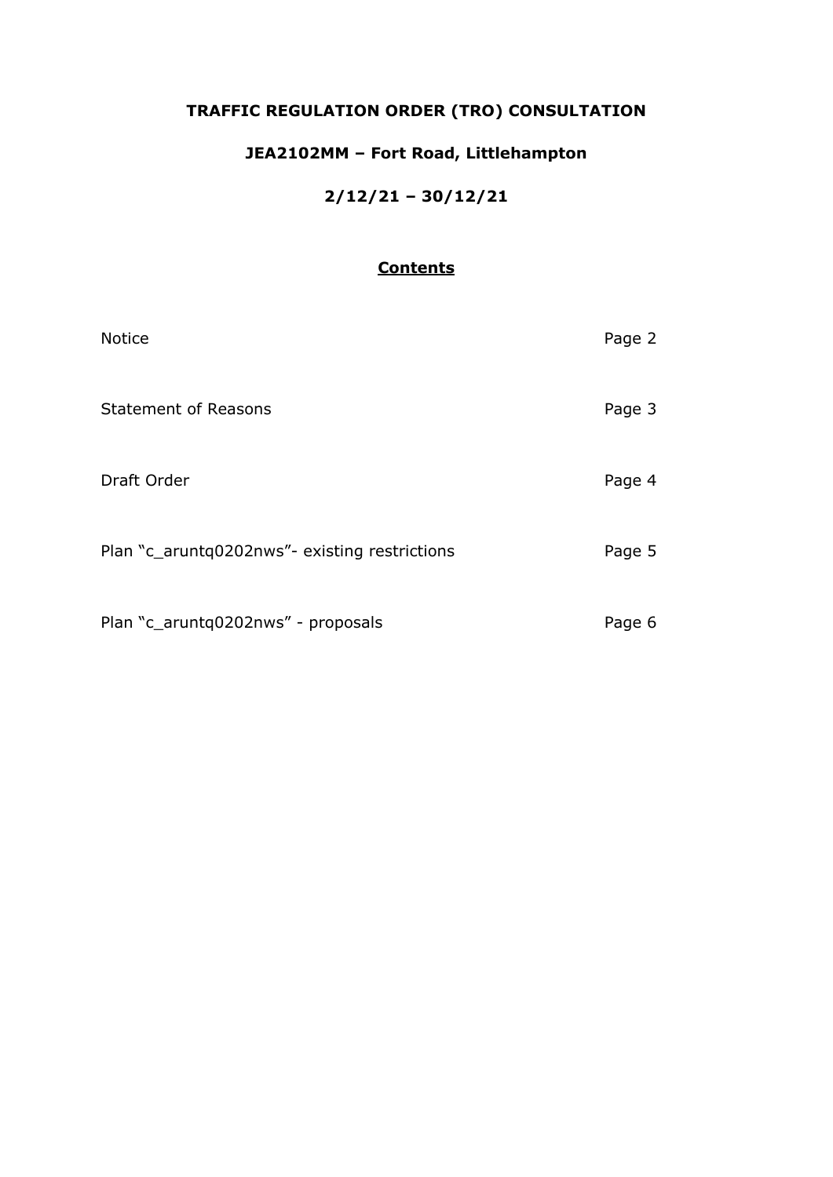# TRAFFIC REGULATION ORDER (TRO) CONSULTATION

## JEA2102MM – Fort Road, Littlehampton

## 2/12/21 – 30/12/21

### <u>Contents</u>

| | |
|---|---|
| Notice | Page 2 |
| Statement of Reasons | Page 3 |
| Draft Order | Page 4 |
| Plan "c_aruntq0202nws"- existing restrictions | Page 5 |
| Plan "c_aruntq0202nws" - proposals | Page 6 |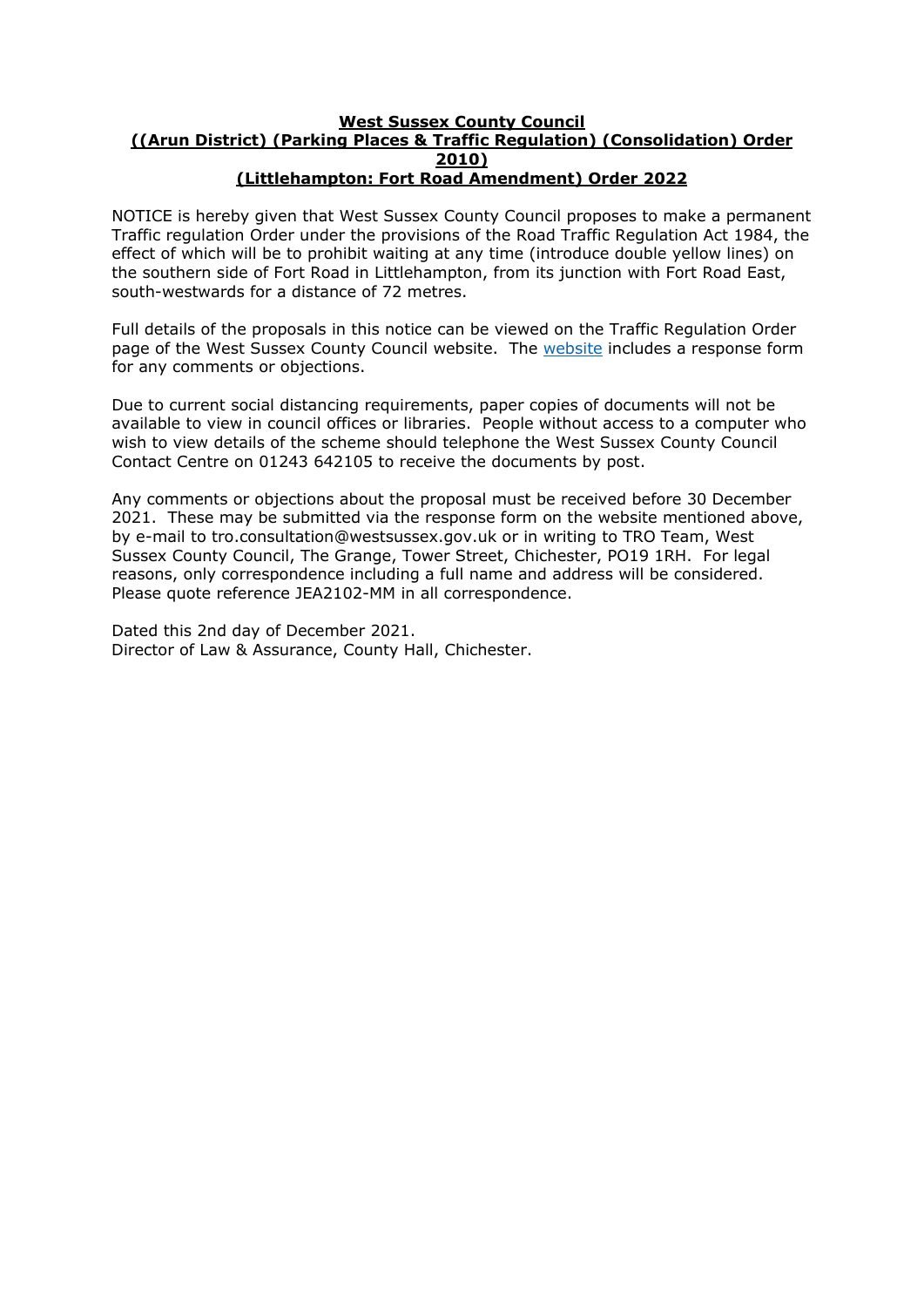**West Sussex County Council**
**((Arun District) (Parking Places & Traffic Regulation) (Consolidation) Order 2010)**
**(Littlehampton: Fort Road Amendment) Order 2022**

NOTICE is hereby given that West Sussex County Council proposes to make a permanent Traffic regulation Order under the provisions of the Road Traffic Regulation Act 1984, the effect of which will be to prohibit waiting at any time (introduce double yellow lines) on the southern side of Fort Road in Littlehampton, from its junction with Fort Road East, south-westwards for a distance of 72 metres.

Full details of the proposals in this notice can be viewed on the Traffic Regulation Order page of the West Sussex County Council website. The website includes a response form for any comments or objections.

Due to current social distancing requirements, paper copies of documents will not be available to view in council offices or libraries. People without access to a computer who wish to view details of the scheme should telephone the West Sussex County Council Contact Centre on 01243 642105 to receive the documents by post.

Any comments or objections about the proposal must be received before 30 December 2021. These may be submitted via the response form on the website mentioned above, by e-mail to tro.consultation@westsussex.gov.uk or in writing to TRO Team, West Sussex County Council, The Grange, Tower Street, Chichester, PO19 1RH. For legal reasons, only correspondence including a full name and address will be considered. Please quote reference JEA2102-MM in all correspondence.

Dated this 2nd day of December 2021.
Director of Law & Assurance, County Hall, Chichester.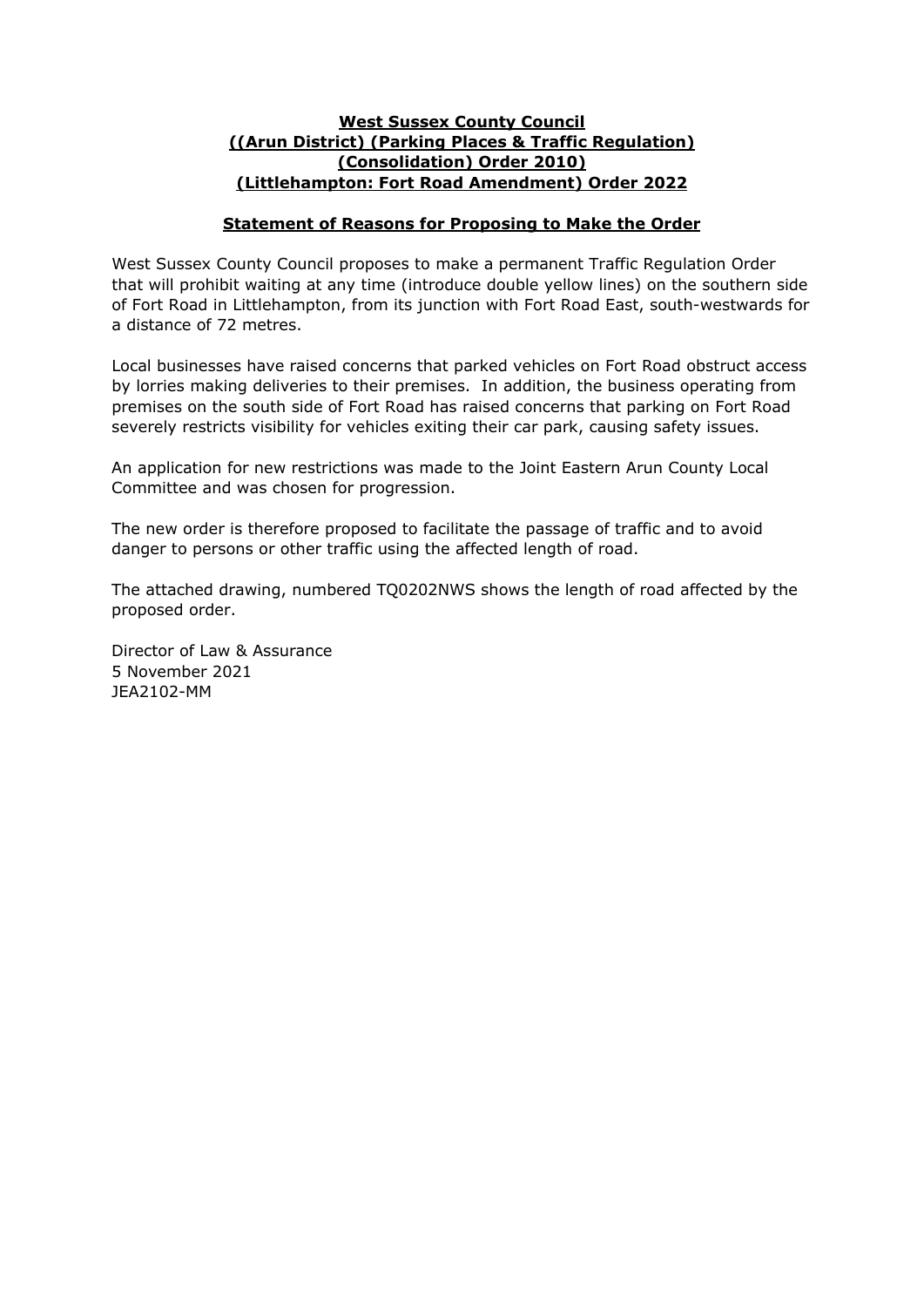**West Sussex County Council**
**((Arun District) (Parking Places & Traffic Regulation)**
**(Consolidation) Order 2010)**
**(Littlehampton: Fort Road Amendment) Order 2022**

**Statement of Reasons for Proposing to Make the Order**

West Sussex County Council proposes to make a permanent Traffic Regulation Order that will prohibit waiting at any time (introduce double yellow lines) on the southern side of Fort Road in Littlehampton, from its junction with Fort Road East, south-westwards for a distance of 72 metres.

Local businesses have raised concerns that parked vehicles on Fort Road obstruct access by lorries making deliveries to their premises. In addition, the business operating from premises on the south side of Fort Road has raised concerns that parking on Fort Road severely restricts visibility for vehicles exiting their car park, causing safety issues.

An application for new restrictions was made to the Joint Eastern Arun County Local Committee and was chosen for progression.

The new order is therefore proposed to facilitate the passage of traffic and to avoid danger to persons or other traffic using the affected length of road.

The attached drawing, numbered TQ0202NWS shows the length of road affected by the proposed order.

Director of Law & Assurance
5 November 2021
JEA2102-MM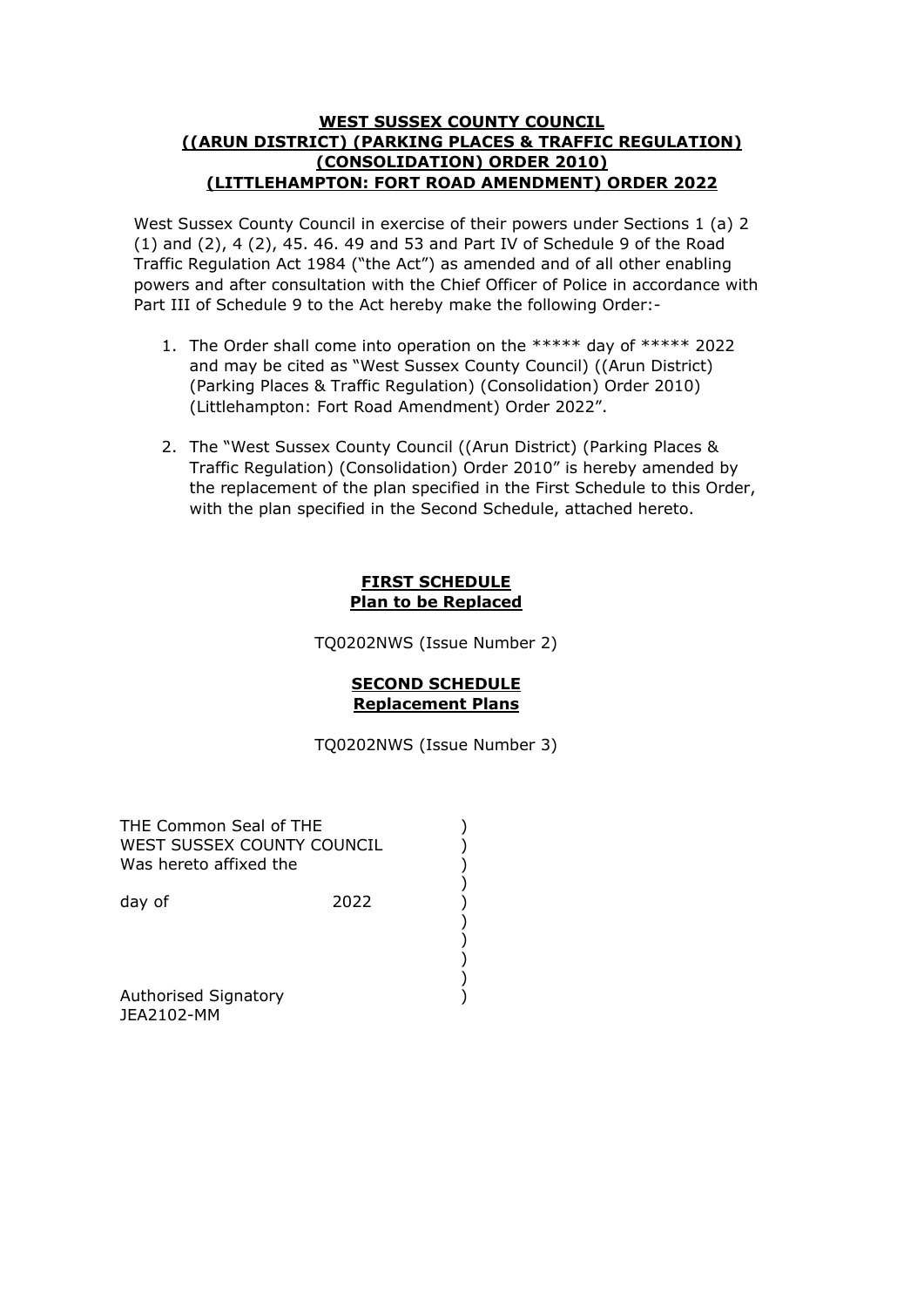**WEST SUSSEX COUNTY COUNCIL**
**((ARUN DISTRICT) (PARKING PLACES & TRAFFIC REGULATION) (CONSOLIDATION) ORDER 2010)**
**(LITTLEHAMPTON: FORT ROAD AMENDMENT) ORDER 2022**

West Sussex County Council in exercise of their powers under Sections 1 (a) 2 (1) and (2), 4 (2), 45. 46. 49 and 53 and Part IV of Schedule 9 of the Road Traffic Regulation Act 1984 ("the Act") as amended and of all other enabling powers and after consultation with the Chief Officer of Police in accordance with Part III of Schedule 9 to the Act hereby make the following Order:-

1. The Order shall come into operation on the ***** day of ***** 2022 and may be cited as "West Sussex County Council) ((Arun District) (Parking Places & Traffic Regulation) (Consolidation) Order 2010) (Littlehampton: Fort Road Amendment) Order 2022".

2. The "West Sussex County Council ((Arun District) (Parking Places & Traffic Regulation) (Consolidation) Order 2010" is hereby amended by the replacement of the plan specified in the First Schedule to this Order, with the plan specified in the Second Schedule, attached hereto.

**FIRST SCHEDULE**
**Plan to be Replaced**

TQ0202NWS (Issue Number 2)

**SECOND SCHEDULE**
**Replacement Plans**

TQ0202NWS (Issue Number 3)

THE Common Seal of THE )
WEST SUSSEX COUNTY COUNCIL )
Was hereto affixed the )
)
day of 2022 )
)
)
)
)
Authorised Signatory )
JEA2102-MM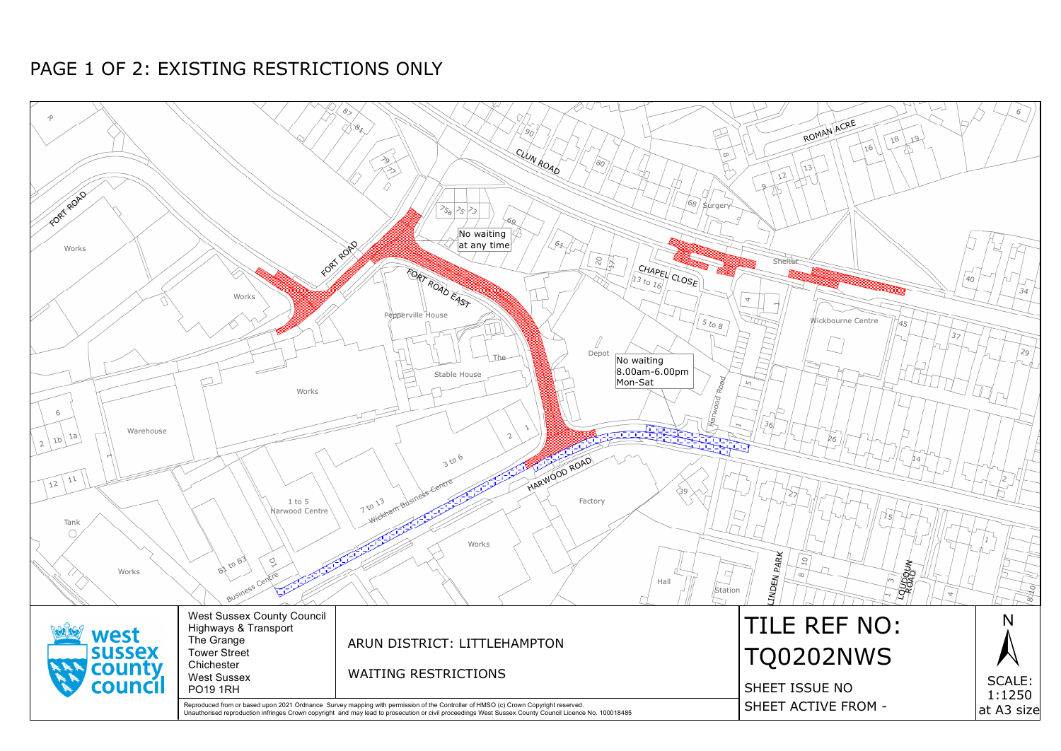# PAGE 1 OF 2: EXISTING RESTRICTIONS ONLY

No waiting at any time

No waiting 8.00am-6.00pm Mon-Sat

FORT ROAD

FORT ROAD EAST

CLUN ROAD

CHAPEL CLOSE

ROMAN ACRE

HARWOOD ROAD

Harwood Road

LINDEN PARK

LOUDOUN ROAD

Works

Warehouse

Tank

Pepperville House

Stable House

The

Depot

Factory

Hall

Station

Surgery

Shelter

Wickbourne Centre

1 to 5 Harwood Centre

7 to 13 Wickham Business Centre

3 to 6

B1 to B3 Business Centre

D1

13 to 16

5 to 8

75a 75 73

69

61

90

80

68

87 81

79 77

20 17

West Sussex County Council
Highways & Transport
The Grange
Tower Street
Chichester
West Sussex
PO19 1RH

ARUN DISTRICT: LITTLEHAMPTON

WAITING RESTRICTIONS

Reproduced from or based upon 2021 Ordnance Survey mapping with permission of the Controller of HMSO (c) Crown Copyright reserved.
Unauthorised reproduction infringes Crown copyright and may lead to prosecution or civil proceedings West Sussex County Council Licence No. 100018485

TILE REF NO:
TQ0202NWS

SHEET ISSUE NO

SHEET ACTIVE FROM -

N

SCALE:
1:1250
at A3 size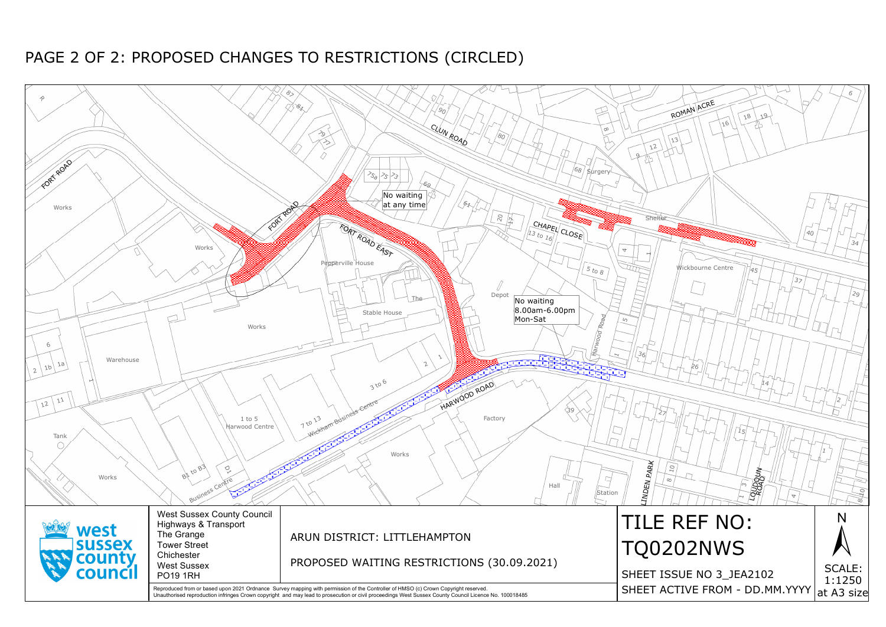# PAGE 2 OF 2: PROPOSED CHANGES TO RESTRICTIONS (CIRCLED)

No waiting at any time

No waiting 8.00am-6.00pm Mon-Sat

FORT ROAD

FORT ROAD EAST

CLUN ROAD

CHAPEL CLOSE

ROMAN ACRE

HARWOOD ROAD

Harwood Road

LINDEN PARK

LOUDOUN ROAD

Works

Warehouse

Tank

Pepperville House

Stable House

The

Depot

Factory

Hall

Station

Surgery

Shelter

Wickbourne Centre

1 to 5 Harwood Centre

7 to 13 Wickham Business Centre

3 to 6

B1 to B3 Business Centre

D1

13 to 16

5 to 8

West Sussex County Council
Highways & Transport
The Grange
Tower Street
Chichester
West Sussex
PO19 1RH

ARUN DISTRICT: LITTLEHAMPTON

PROPOSED WAITING RESTRICTIONS (30.09.2021)

TILE REF NO: TQ0202NWS

SHEET ISSUE NO 3_JEA2102

SHEET ACTIVE FROM - DD.MM.YYYY

N

SCALE: 1:1250 at A3 size

Reproduced from or based upon 2021 Ordnance Survey mapping with permission of the Controller of HMSO (c) Crown Copyright reserved.
Unauthorised reproduction infringes Crown copyright and may lead to prosecution or civil proceedings West Sussex County Council Licence No. 100018485